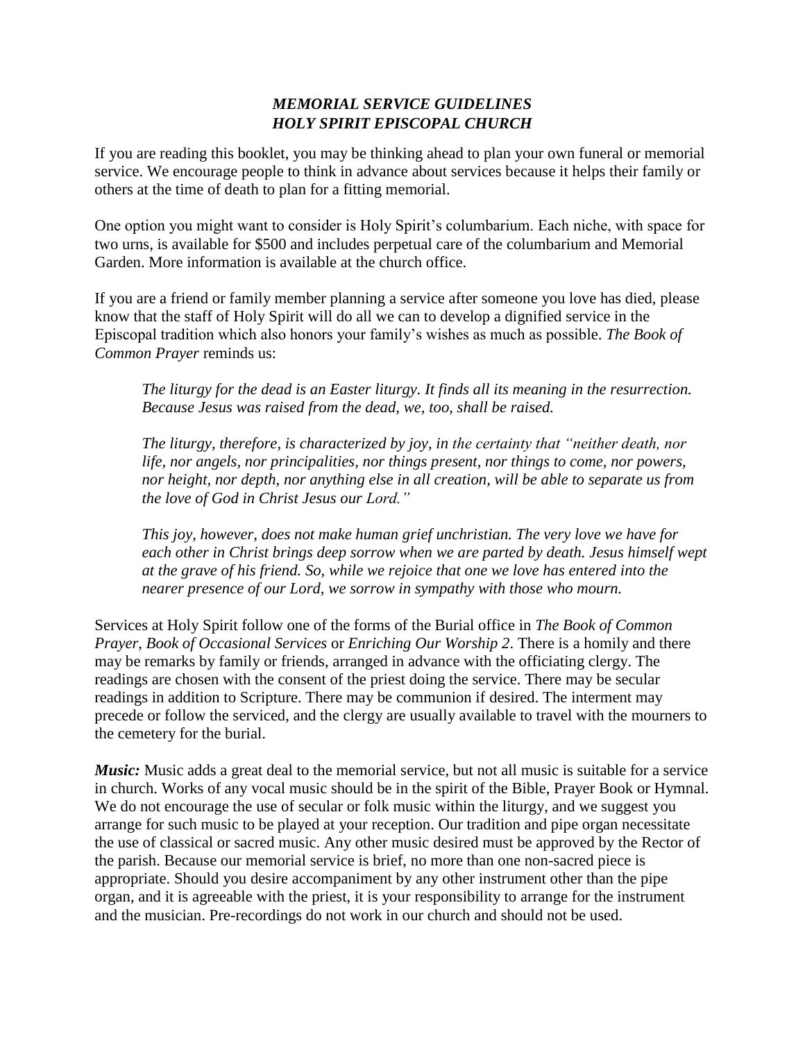# *MEMORIAL SERVICE GUIDELINES*
# *HOLY SPIRIT EPISCOPAL CHURCH*

If you are reading this booklet, you may be thinking ahead to plan your own funeral or memorial service. We encourage people to think in advance about services because it helps their family or others at the time of death to plan for a fitting memorial.

One option you might want to consider is Holy Spirit's columbarium. Each niche, with space for two urns, is available for $500 and includes perpetual care of the columbarium and Memorial Garden. More information is available at the church office.

If you are a friend or family member planning a service after someone you love has died, please know that the staff of Holy Spirit will do all we can to develop a dignified service in the Episcopal tradition which also honors your family's wishes as much as possible. *The Book of Common Prayer* reminds us:

> *The liturgy for the dead is an Easter liturgy. It finds all its meaning in the resurrection. Because Jesus was raised from the dead, we, too, shall be raised.*
>
> *The liturgy, therefore, is characterized by joy, in the certainty that "neither death, nor life, nor angels, nor principalities, nor things present, nor things to come, nor powers, nor height, nor depth, nor anything else in all creation, will be able to separate us from the love of God in Christ Jesus our Lord."*
>
> *This joy, however, does not make human grief unchristian. The very love we have for each other in Christ brings deep sorrow when we are parted by death. Jesus himself wept at the grave of his friend. So, while we rejoice that one we love has entered into the nearer presence of our Lord, we sorrow in sympathy with those who mourn.*

Services at Holy Spirit follow one of the forms of the Burial office in *The Book of Common Prayer*, *Book of Occasional Services* or *Enriching Our Worship 2*. There is a homily and there may be remarks by family or friends, arranged in advance with the officiating clergy. The readings are chosen with the consent of the priest doing the service. There may be secular readings in addition to Scripture. There may be communion if desired. The interment may precede or follow the serviced, and the clergy are usually available to travel with the mourners to the cemetery for the burial.

***Music:*** Music adds a great deal to the memorial service, but not all music is suitable for a service in church. Works of any vocal music should be in the spirit of the Bible, Prayer Book or Hymnal. We do not encourage the use of secular or folk music within the liturgy, and we suggest you arrange for such music to be played at your reception. Our tradition and pipe organ necessitate the use of classical or sacred music. Any other music desired must be approved by the Rector of the parish. Because our memorial service is brief, no more than one non-sacred piece is appropriate. Should you desire accompaniment by any other instrument other than the pipe organ, and it is agreeable with the priest, it is your responsibility to arrange for the instrument and the musician. Pre-recordings do not work in our church and should not be used.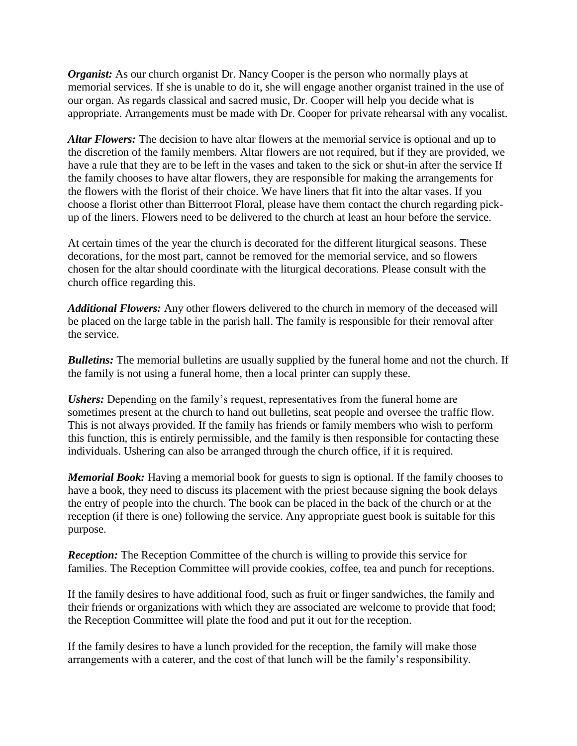***Organist:*** As our church organist Dr. Nancy Cooper is the person who normally plays at memorial services. If she is unable to do it, she will engage another organist trained in the use of our organ. As regards classical and sacred music, Dr. Cooper will help you decide what is appropriate. Arrangements must be made with Dr. Cooper for private rehearsal with any vocalist.

***Altar Flowers:*** The decision to have altar flowers at the memorial service is optional and up to the discretion of the family members. Altar flowers are not required, but if they are provided, we have a rule that they are to be left in the vases and taken to the sick or shut-in after the service If the family chooses to have altar flowers, they are responsible for making the arrangements for the flowers with the florist of their choice. We have liners that fit into the altar vases. If you choose a florist other than Bitterroot Floral, please have them contact the church regarding pick-up of the liners. Flowers need to be delivered to the church at least an hour before the service.

At certain times of the year the church is decorated for the different liturgical seasons. These decorations, for the most part, cannot be removed for the memorial service, and so flowers chosen for the altar should coordinate with the liturgical decorations. Please consult with the church office regarding this.

***Additional Flowers:*** Any other flowers delivered to the church in memory of the deceased will be placed on the large table in the parish hall. The family is responsible for their removal after the service.

***Bulletins:*** The memorial bulletins are usually supplied by the funeral home and not the church. If the family is not using a funeral home, then a local printer can supply these.

***Ushers:*** Depending on the family's request, representatives from the funeral home are sometimes present at the church to hand out bulletins, seat people and oversee the traffic flow. This is not always provided. If the family has friends or family members who wish to perform this function, this is entirely permissible, and the family is then responsible for contacting these individuals. Ushering can also be arranged through the church office, if it is required.

***Memorial Book:*** Having a memorial book for guests to sign is optional. If the family chooses to have a book, they need to discuss its placement with the priest because signing the book delays the entry of people into the church. The book can be placed in the back of the church or at the reception (if there is one) following the service. Any appropriate guest book is suitable for this purpose.

***Reception:*** The Reception Committee of the church is willing to provide this service for families. The Reception Committee will provide cookies, coffee, tea and punch for receptions.

If the family desires to have additional food, such as fruit or finger sandwiches, the family and their friends or organizations with which they are associated are welcome to provide that food; the Reception Committee will plate the food and put it out for the reception.

If the family desires to have a lunch provided for the reception, the family will make those arrangements with a caterer, and the cost of that lunch will be the family's responsibility.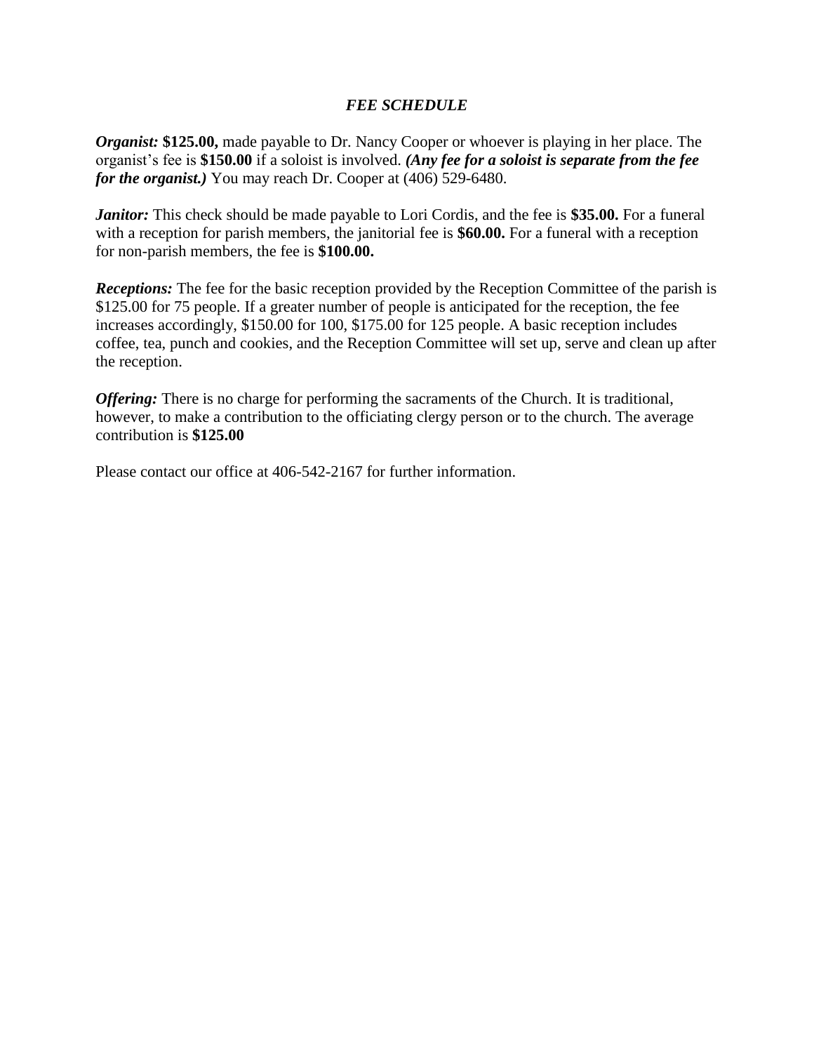## *FEE SCHEDULE*

***Organist:*** **$125.00,** made payable to Dr. Nancy Cooper or whoever is playing in her place. The organist's fee is **$150.00** if a soloist is involved. ***(Any fee for a soloist is separate from the fee for the organist.)*** You may reach Dr. Cooper at (406) 529-6480.

***Janitor:*** This check should be made payable to Lori Cordis, and the fee is **$35.00.** For a funeral with a reception for parish members, the janitorial fee is **$60.00.** For a funeral with a reception for non-parish members, the fee is **$100.00.**

***Receptions:*** The fee for the basic reception provided by the Reception Committee of the parish is $125.00 for 75 people. If a greater number of people is anticipated for the reception, the fee increases accordingly, $150.00 for 100, $175.00 for 125 people. A basic reception includes coffee, tea, punch and cookies, and the Reception Committee will set up, serve and clean up after the reception.

***Offering:*** There is no charge for performing the sacraments of the Church. It is traditional, however, to make a contribution to the officiating clergy person or to the church. The average contribution is **$125.00**

Please contact our office at 406-542-2167 for further information.